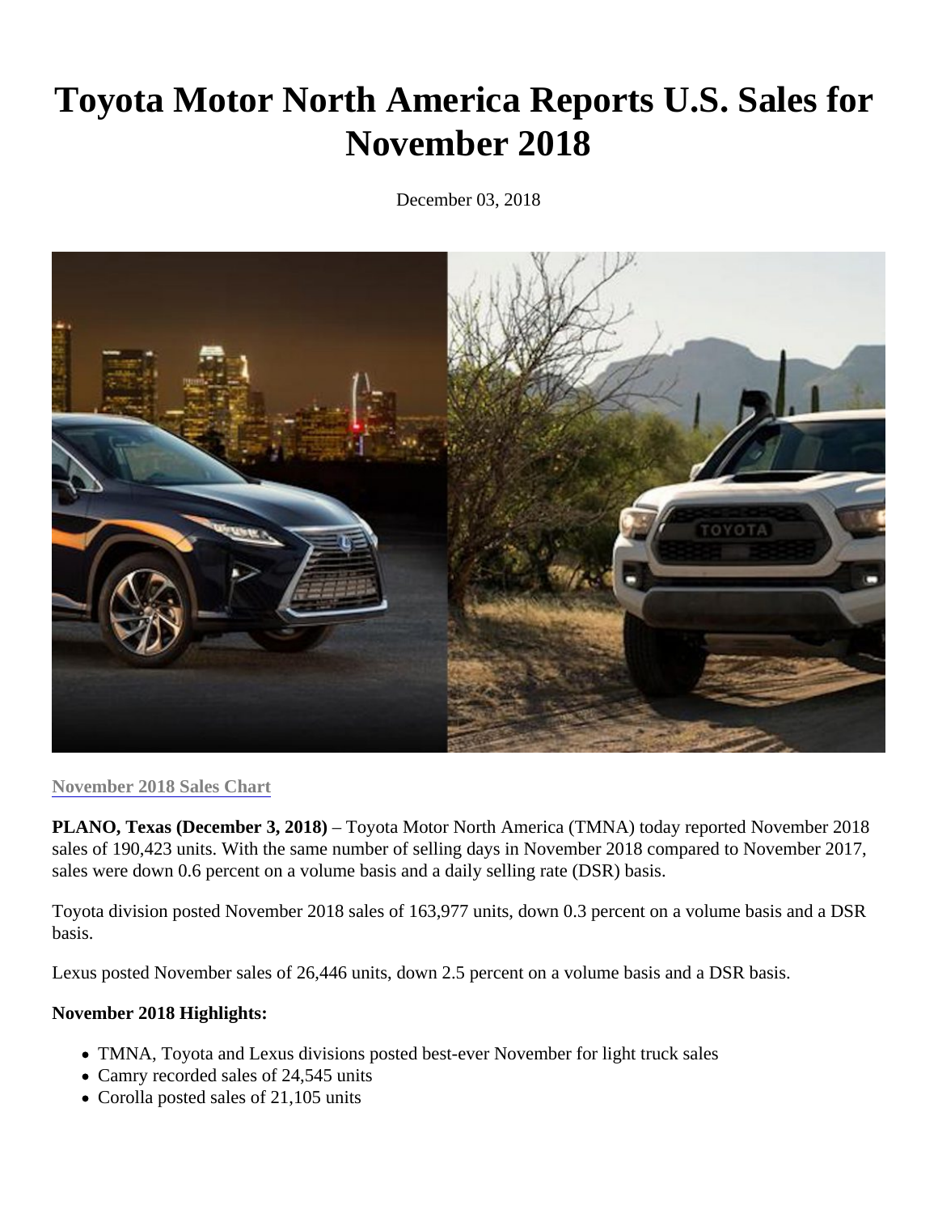# Toyota Motor North America Reports U.S. Sales for November 2018

December 03, 2018

[November 2018 Sales Chart]

**PLANO, Texas (December 3, 2018)** – Toyota Motor North America (TMNA) today reported November 2018 sales of 190,423 units. With the same number of selling days in November 2018 compared to November 2017, sales were down 0.6 percent on a volume basis and a daily selling rate (DSR) basis.

Toyota division posted November 2018 sales of 163,977 units, down 0.3 percent on a volume basis and a DSR basis.

Lexus posted November sales of 26,446 units, down 2.5 percent on a volume basis and a DSR basis.

**November 2018 Highlights:**

- TMNA, Toyota and Lexus divisions posted best-ever November for light truck sales
- Camry recorded sales of 24,545 units
- Corolla posted sales of 21,105 units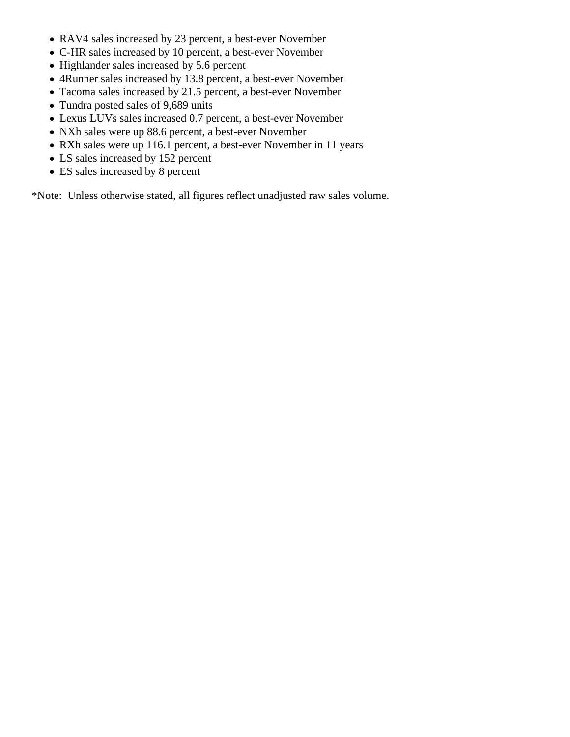- RAV4 sales increased by 23 percent, a best-ever November
- C-HR sales increased by 10 percent, a best-ever November
- Highlander sales increased by 5.6 percent
- 4Runner sales increased by 13.8 percent, a best-ever November
- Tacoma sales increased by 21.5 percent, a best-ever November
- Tundra posted sales of 9,689 units
- Lexus LUVs sales increased 0.7 percent, a best-ever November
- NXh sales were up 88.6 percent, a best-ever November
- RXh sales were up 116.1 percent, a best-ever November in 11 years
- LS sales increased by 152 percent
- ES sales increased by 8 percent

*Note: Unless otherwise stated, all figures reflect unadjusted raw sales volume.